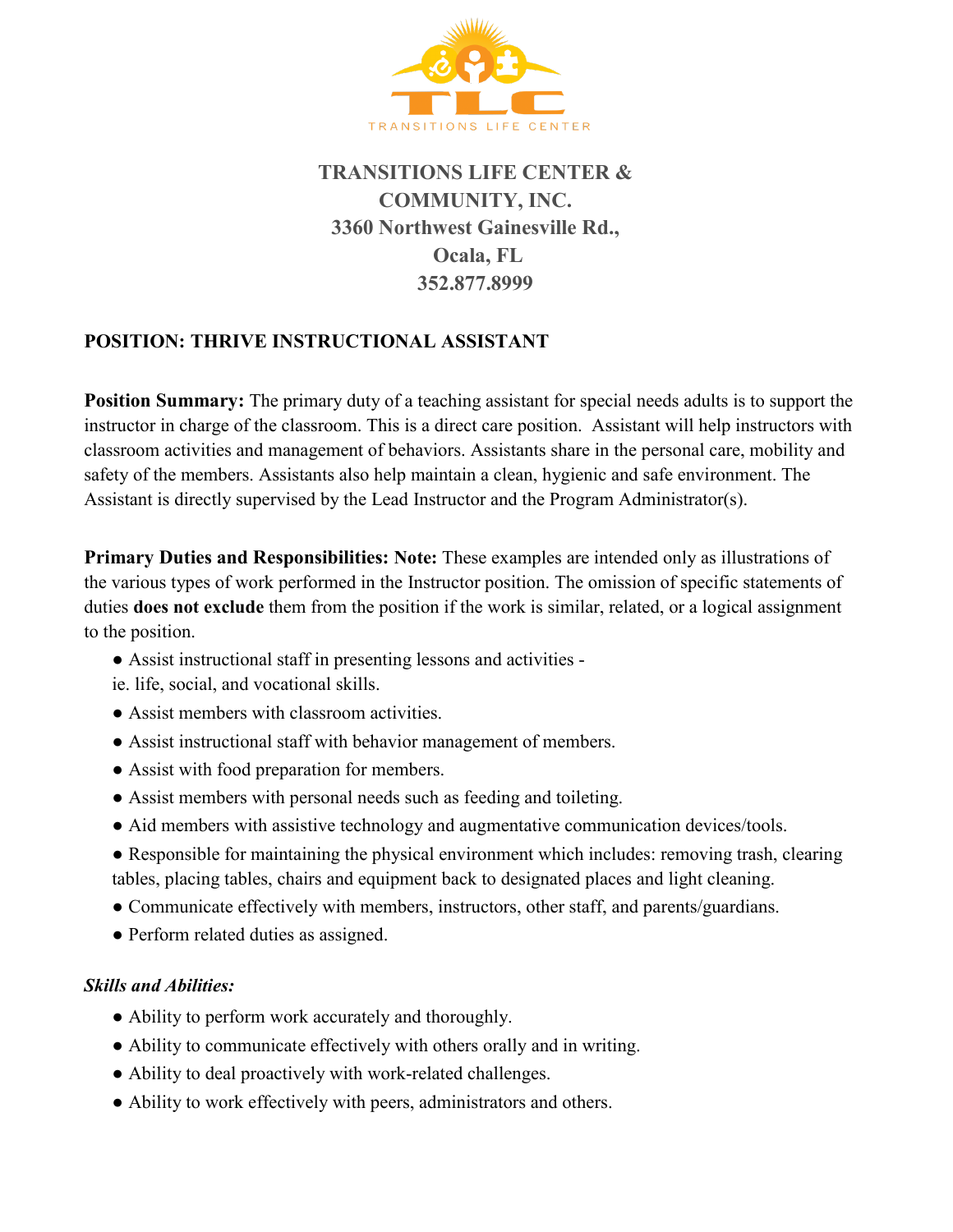TRANSITIONS LIFE CENTER

**TRANSITIONS LIFE CENTER & COMMUNITY, INC.**
**3360 Northwest Gainesville Rd.,**
**Ocala, FL**
**352.877.8999**

## POSITION: THRIVE INSTRUCTIONAL ASSISTANT

**Position Summary:** The primary duty of a teaching assistant for special needs adults is to support the instructor in charge of the classroom. This is a direct care position. Assistant will help instructors with classroom activities and management of behaviors. Assistants share in the personal care, mobility and safety of the members. Assistants also help maintain a clean, hygienic and safe environment. The Assistant is directly supervised by the Lead Instructor and the Program Administrator(s).

**Primary Duties and Responsibilities: Note:** These examples are intended only as illustrations of the various types of work performed in the Instructor position. The omission of specific statements of duties **does not exclude** them from the position if the work is similar, related, or a logical assignment to the position.

- Assist instructional staff in presenting lessons and activities - ie. life, social, and vocational skills.
- Assist members with classroom activities.
- Assist instructional staff with behavior management of members.
- Assist with food preparation for members.
- Assist members with personal needs such as feeding and toileting.
- Aid members with assistive technology and augmentative communication devices/tools.
- Responsible for maintaining the physical environment which includes: removing trash, clearing tables, placing tables, chairs and equipment back to designated places and light cleaning.
- Communicate effectively with members, instructors, other staff, and parents/guardians.
- Perform related duties as assigned.

***Skills and Abilities:***

- Ability to perform work accurately and thoroughly.
- Ability to communicate effectively with others orally and in writing.
- Ability to deal proactively with work-related challenges.
- Ability to work effectively with peers, administrators and others.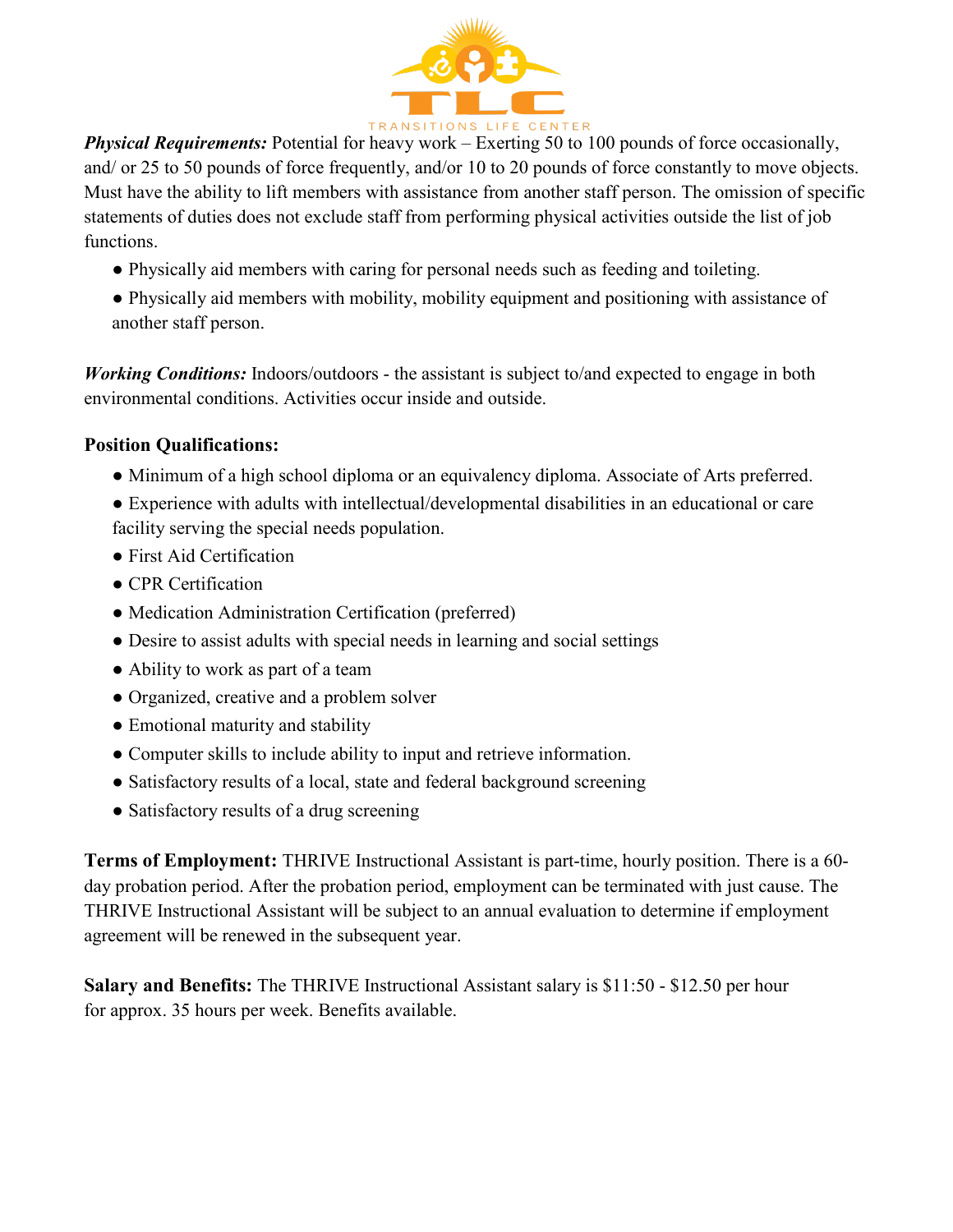***Physical Requirements:*** Potential for heavy work – Exerting 50 to 100 pounds of force occasionally, and/ or 25 to 50 pounds of force frequently, and/or 10 to 20 pounds of force constantly to move objects. Must have the ability to lift members with assistance from another staff person. The omission of specific statements of duties does not exclude staff from performing physical activities outside the list of job functions.

- Physically aid members with caring for personal needs such as feeding and toileting.
- Physically aid members with mobility, mobility equipment and positioning with assistance of another staff person.

***Working Conditions:*** Indoors/outdoors - the assistant is subject to/and expected to engage in both environmental conditions. Activities occur inside and outside.

**Position Qualifications:**

- Minimum of a high school diploma or an equivalency diploma. Associate of Arts preferred.
- Experience with adults with intellectual/developmental disabilities in an educational or care facility serving the special needs population.
- First Aid Certification
- CPR Certification
- Medication Administration Certification (preferred)
- Desire to assist adults with special needs in learning and social settings
- Ability to work as part of a team
- Organized, creative and a problem solver
- Emotional maturity and stability
- Computer skills to include ability to input and retrieve information.
- Satisfactory results of a local, state and federal background screening
- Satisfactory results of a drug screening

**Terms of Employment:** THRIVE Instructional Assistant is part-time, hourly position. There is a 60-day probation period. After the probation period, employment can be terminated with just cause. The THRIVE Instructional Assistant will be subject to an annual evaluation to determine if employment agreement will be renewed in the subsequent year.

**Salary and Benefits:** The THRIVE Instructional Assistant salary is $11:50 - $12.50 per hour for approx. 35 hours per week. Benefits available.